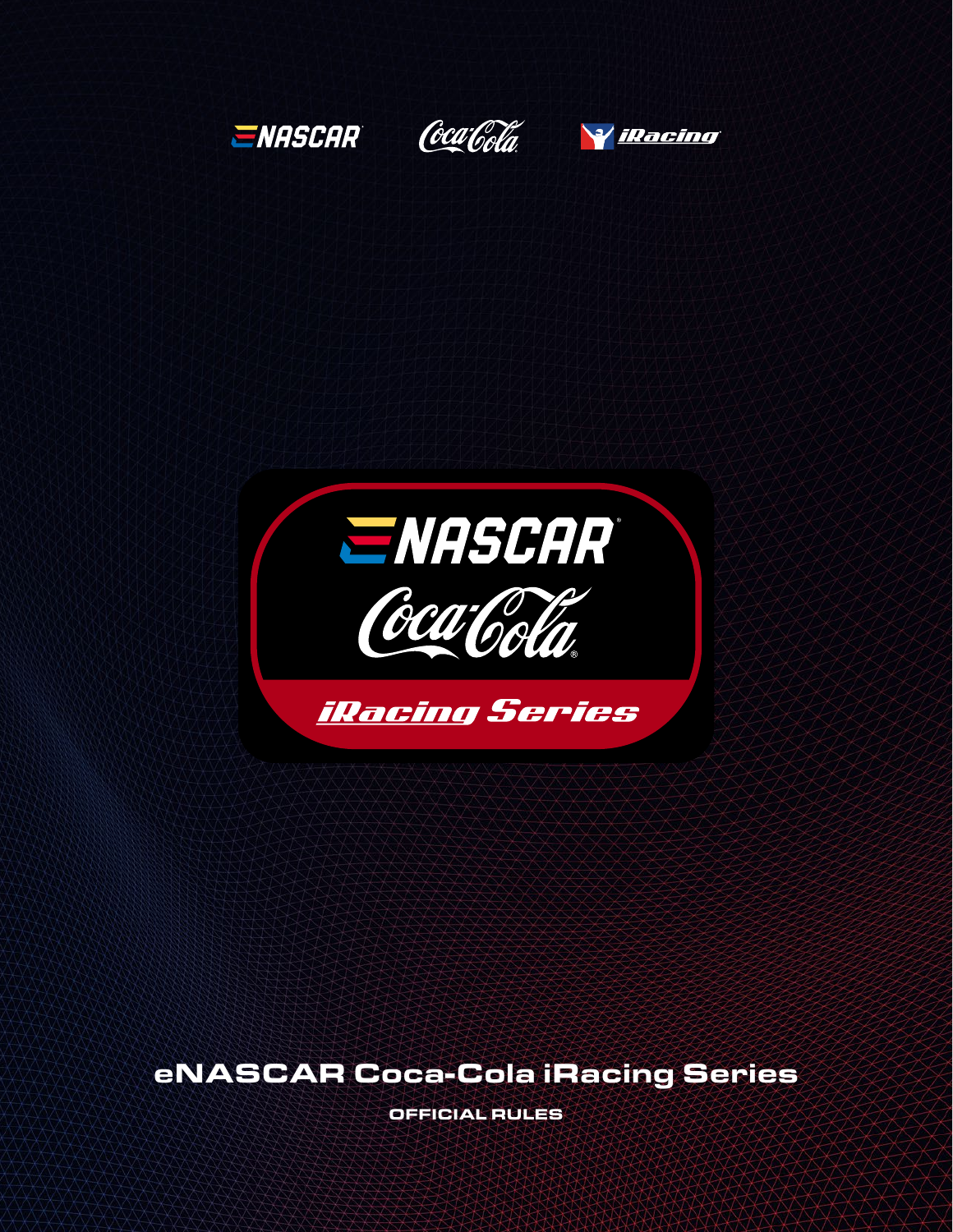# eNASCAR Coca-Cola iRacing Series

OFFICIAL RULES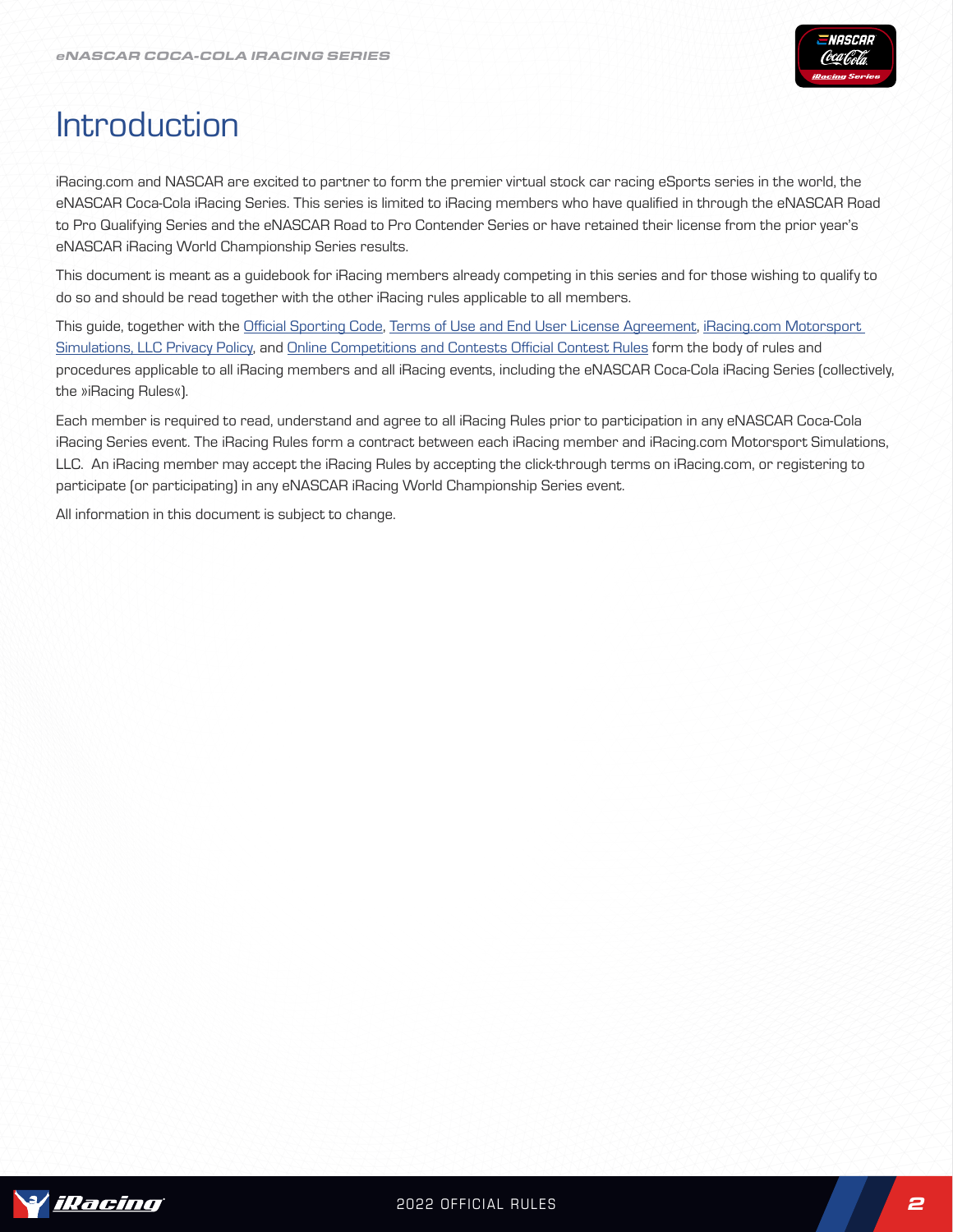# Introduction

iRacing.com and NASCAR are excited to partner to form the premier virtual stock car racing eSports series in the world, the eNASCAR Coca-Cola iRacing Series. This series is limited to iRacing members who have qualified in through the eNASCAR Road to Pro Qualifying Series and the eNASCAR Road to Pro Contender Series or have retained their license from the prior year's eNASCAR iRacing World Championship Series results.

This document is meant as a guidebook for iRacing members already competing in this series and for those wishing to qualify to do so and should be read together with the other iRacing rules applicable to all members.

This guide, together with the Official Sporting Code, Terms of Use and End User License Agreement, iRacing.com Motorsport Simulations, LLC Privacy Policy, and Online Competitions and Contests Official Contest Rules form the body of rules and procedures applicable to all iRacing members and all iRacing events, including the eNASCAR Coca-Cola iRacing Series (collectively, the »iRacing Rules«).

Each member is required to read, understand and agree to all iRacing Rules prior to participation in any eNASCAR Coca-Cola iRacing Series event. The iRacing Rules form a contract between each iRacing member and iRacing.com Motorsport Simulations, LLC. An iRacing member may accept the iRacing Rules by accepting the click-through terms on iRacing.com, or registering to participate (or participating) in any eNASCAR iRacing World Championship Series event.

All information in this document is subject to change.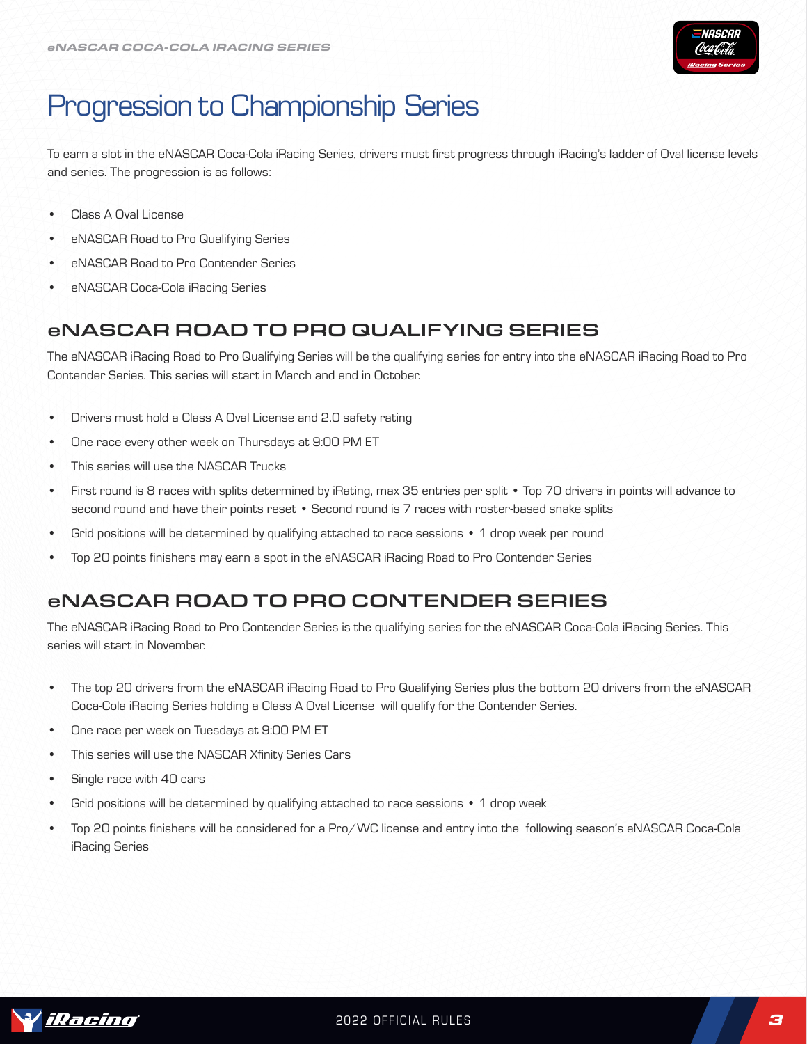# Progression to Championship Series

To earn a slot in the eNASCAR Coca-Cola iRacing Series, drivers must first progress through iRacing's ladder of Oval license levels and series. The progression is as follows:

- Class A Oval License
- eNASCAR Road to Pro Qualifying Series
- eNASCAR Road to Pro Contender Series
- eNASCAR Coca-Cola iRacing Series

## eNASCAR ROAD TO PRO QUALIFYING SERIES

The eNASCAR iRacing Road to Pro Qualifying Series will be the qualifying series for entry into the eNASCAR iRacing Road to Pro Contender Series. This series will start in March and end in October.

- Drivers must hold a Class A Oval License and 2.0 safety rating
- One race every other week on Thursdays at 9:00 PM ET
- This series will use the NASCAR Trucks
- First round is 8 races with splits determined by iRating, max 35 entries per split • Top 70 drivers in points will advance to second round and have their points reset • Second round is 7 races with roster-based snake splits
- Grid positions will be determined by qualifying attached to race sessions • 1 drop week per round
- Top 20 points finishers may earn a spot in the eNASCAR iRacing Road to Pro Contender Series

## eNASCAR ROAD TO PRO CONTENDER SERIES

The eNASCAR iRacing Road to Pro Contender Series is the qualifying series for the eNASCAR Coca-Cola iRacing Series. This series will start in November.

- The top 20 drivers from the eNASCAR iRacing Road to Pro Qualifying Series plus the bottom 20 drivers from the eNASCAR Coca-Cola iRacing Series holding a Class A Oval License will qualify for the Contender Series.
- One race per week on Tuesdays at 9:00 PM ET
- This series will use the NASCAR Xfinity Series Cars
- Single race with 40 cars
- Grid positions will be determined by qualifying attached to race sessions • 1 drop week
- Top 20 points finishers will be considered for a Pro/WC license and entry into the following season's eNASCAR Coca-Cola iRacing Series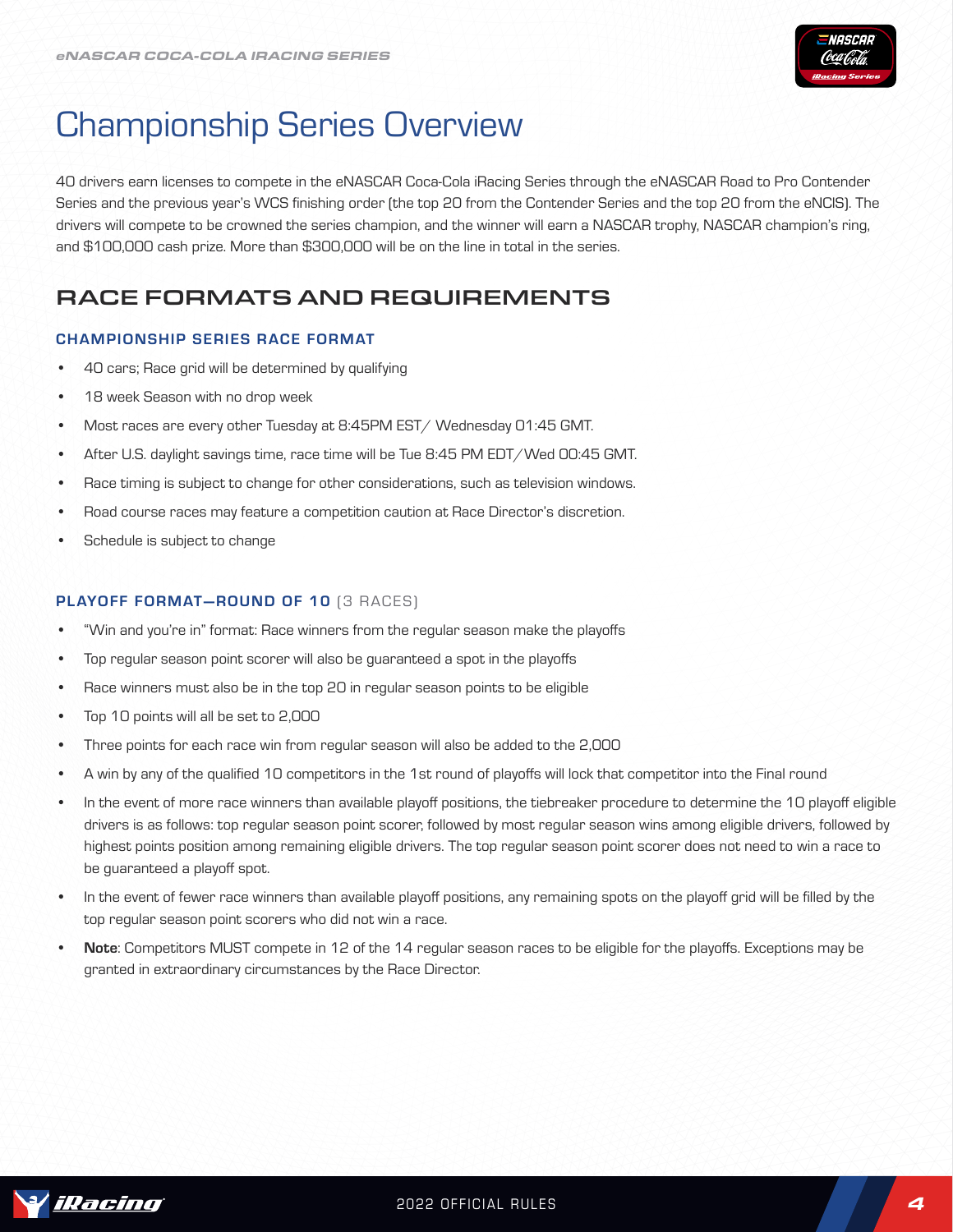# Championship Series Overview

40 drivers earn licenses to compete in the eNASCAR Coca-Cola iRacing Series through the eNASCAR Road to Pro Contender Series and the previous year's WCS finishing order (the top 20 from the Contender Series and the top 20 from the eNCIS). The drivers will compete to be crowned the series champion, and the winner will earn a NASCAR trophy, NASCAR champion's ring, and $100,000 cash prize. More than $300,000 will be on the line in total in the series.

## RACE FORMATS AND REQUIREMENTS

### CHAMPIONSHIP SERIES RACE FORMAT

- 40 cars; Race grid will be determined by qualifying
- 18 week Season with no drop week
- Most races are every other Tuesday at 8:45PM EST/ Wednesday 01:45 GMT.
- After U.S. daylight savings time, race time will be Tue 8:45 PM EDT/Wed 00:45 GMT.
- Race timing is subject to change for other considerations, such as television windows.
- Road course races may feature a competition caution at Race Director's discretion.
- Schedule is subject to change

### PLAYOFF FORMAT—ROUND OF 10 (3 RACES)

- "Win and you're in" format: Race winners from the regular season make the playoffs
- Top regular season point scorer will also be guaranteed a spot in the playoffs
- Race winners must also be in the top 20 in regular season points to be eligible
- Top 10 points will all be set to 2,000
- Three points for each race win from regular season will also be added to the 2,000
- A win by any of the qualified 10 competitors in the 1st round of playoffs will lock that competitor into the Final round
- In the event of more race winners than available playoff positions, the tiebreaker procedure to determine the 10 playoff eligible drivers is as follows: top regular season point scorer, followed by most regular season wins among eligible drivers, followed by highest points position among remaining eligible drivers. The top regular season point scorer does not need to win a race to be guaranteed a playoff spot.
- In the event of fewer race winners than available playoff positions, any remaining spots on the playoff grid will be filled by the top regular season point scorers who did not win a race.
- **Note**: Competitors MUST compete in 12 of the 14 regular season races to be eligible for the playoffs. Exceptions may be granted in extraordinary circumstances by the Race Director.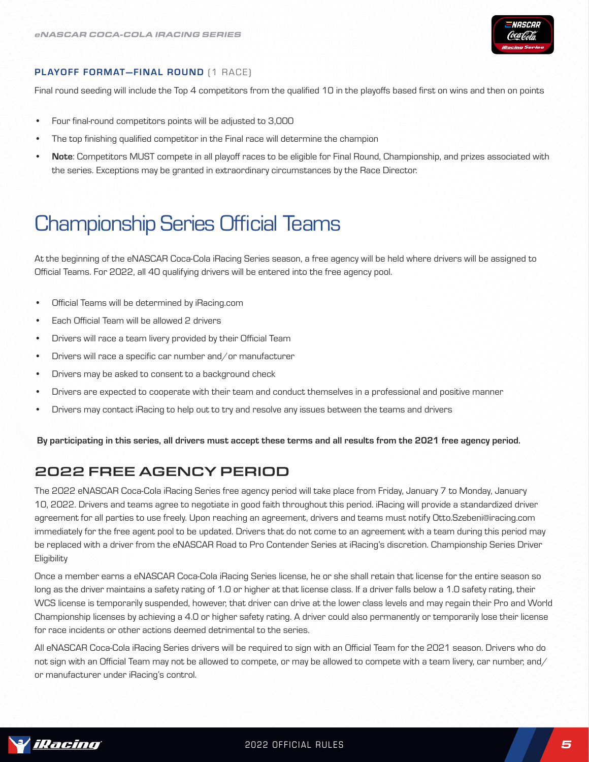**PLAYOFF FORMAT—FINAL ROUND** (1 RACE)

Final round seeding will include the Top 4 competitors from the qualified 10 in the playoffs based first on wins and then on points

- Four final-round competitors points will be adjusted to 3,000
- The top finishing qualified competitor in the Final race will determine the champion
- **Note**: Competitors MUST compete in all playoff races to be eligible for Final Round, Championship, and prizes associated with the series. Exceptions may be granted in extraordinary circumstances by the Race Director.

# Championship Series Official Teams

At the beginning of the eNASCAR Coca-Cola iRacing Series season, a free agency will be held where drivers will be assigned to Official Teams. For 2022, all 40 qualifying drivers will be entered into the free agency pool.

- Official Teams will be determined by iRacing.com
- Each Official Team will be allowed 2 drivers
- Drivers will race a team livery provided by their Official Team
- Drivers will race a specific car number and/or manufacturer
- Drivers may be asked to consent to a background check
- Drivers are expected to cooperate with their team and conduct themselves in a professional and positive manner
- Drivers may contact iRacing to help out to try and resolve any issues between the teams and drivers

**By participating in this series, all drivers must accept these terms and all results from the 2021 free agency period.**

## 2022 FREE AGENCY PERIOD

The 2022 eNASCAR Coca-Cola iRacing Series free agency period will take place from Friday, January 7 to Monday, January 10, 2022. Drivers and teams agree to negotiate in good faith throughout this period. iRacing will provide a standardized driver agreement for all parties to use freely. Upon reaching an agreement, drivers and teams must notify Otto.Szebeni@iracing.com immediately for the free agent pool to be updated. Drivers that do not come to an agreement with a team during this period may be replaced with a driver from the eNASCAR Road to Pro Contender Series at iRacing's discretion. Championship Series Driver Eligibility

Once a member earns a eNASCAR Coca-Cola iRacing Series license, he or she shall retain that license for the entire season so long as the driver maintains a safety rating of 1.0 or higher at that license class. If a driver falls below a 1.0 safety rating, their WCS license is temporarily suspended, however, that driver can drive at the lower class levels and may regain their Pro and World Championship licenses by achieving a 4.0 or higher safety rating. A driver could also permanently or temporarily lose their license for race incidents or other actions deemed detrimental to the series.

All eNASCAR Coca-Cola iRacing Series drivers will be required to sign with an Official Team for the 2021 season. Drivers who do not sign with an Official Team may not be allowed to compete, or may be allowed to compete with a team livery, car number, and/or manufacturer under iRacing's control.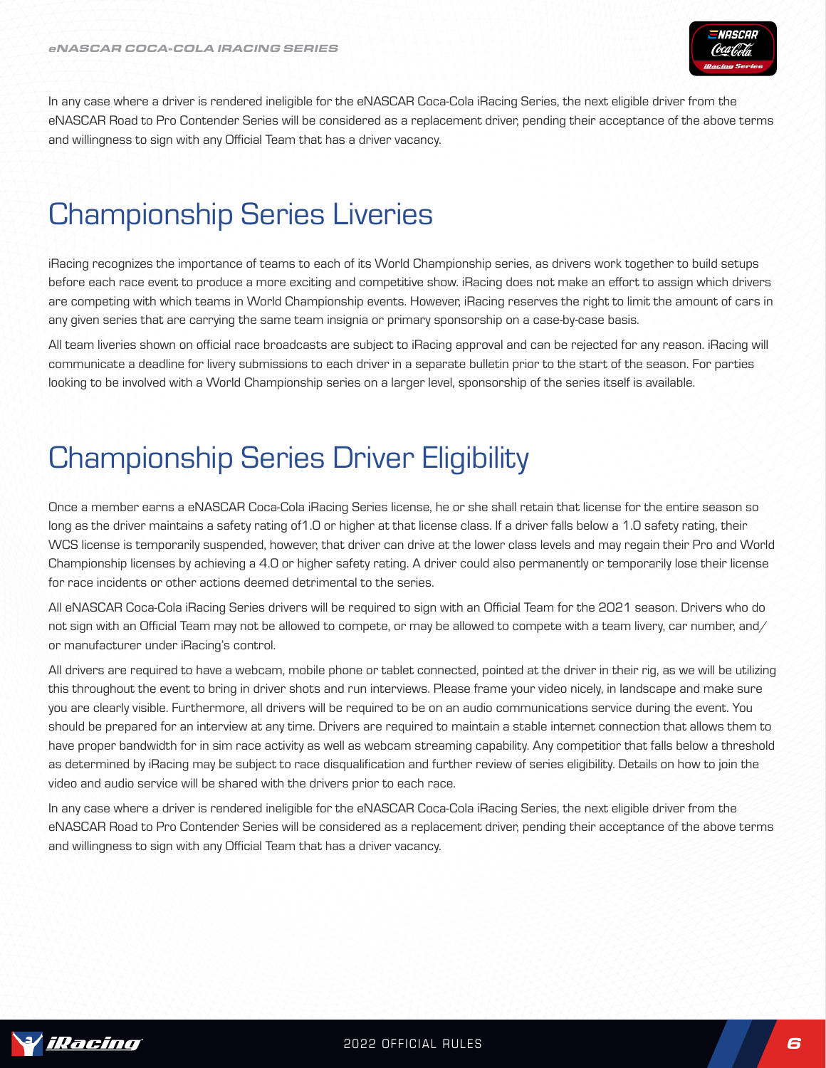In any case where a driver is rendered ineligible for the eNASCAR Coca-Cola iRacing Series, the next eligible driver from the eNASCAR Road to Pro Contender Series will be considered as a replacement driver, pending their acceptance of the above terms and willingness to sign with any Official Team that has a driver vacancy.

# Championship Series Liveries

iRacing recognizes the importance of teams to each of its World Championship series, as drivers work together to build setups before each race event to produce a more exciting and competitive show. iRacing does not make an effort to assign which drivers are competing with which teams in World Championship events. However, iRacing reserves the right to limit the amount of cars in any given series that are carrying the same team insignia or primary sponsorship on a case-by-case basis.

All team liveries shown on official race broadcasts are subject to iRacing approval and can be rejected for any reason. iRacing will communicate a deadline for livery submissions to each driver in a separate bulletin prior to the start of the season. For parties looking to be involved with a World Championship series on a larger level, sponsorship of the series itself is available.

# Championship Series Driver Eligibility

Once a member earns a eNASCAR Coca-Cola iRacing Series license, he or she shall retain that license for the entire season so long as the driver maintains a safety rating of1.0 or higher at that license class. If a driver falls below a 1.0 safety rating, their WCS license is temporarily suspended, however, that driver can drive at the lower class levels and may regain their Pro and World Championship licenses by achieving a 4.0 or higher safety rating. A driver could also permanently or temporarily lose their license for race incidents or other actions deemed detrimental to the series.

All eNASCAR Coca-Cola iRacing Series drivers will be required to sign with an Official Team for the 2021 season. Drivers who do not sign with an Official Team may not be allowed to compete, or may be allowed to compete with a team livery, car number, and/or manufacturer under iRacing's control.

All drivers are required to have a webcam, mobile phone or tablet connected, pointed at the driver in their rig, as we will be utilizing this throughout the event to bring in driver shots and run interviews. Please frame your video nicely, in landscape and make sure you are clearly visible. Furthermore, all drivers will be required to be on an audio communications service during the event. You should be prepared for an interview at any time. Drivers are required to maintain a stable internet connection that allows them to have proper bandwidth for in sim race activity as well as webcam streaming capability. Any competitior that falls below a threshold as determined by iRacing may be subject to race disqualification and further review of series eligibility. Details on how to join the video and audio service will be shared with the drivers prior to each race.

In any case where a driver is rendered ineligible for the eNASCAR Coca-Cola iRacing Series, the next eligible driver from the eNASCAR Road to Pro Contender Series will be considered as a replacement driver, pending their acceptance of the above terms and willingness to sign with any Official Team that has a driver vacancy.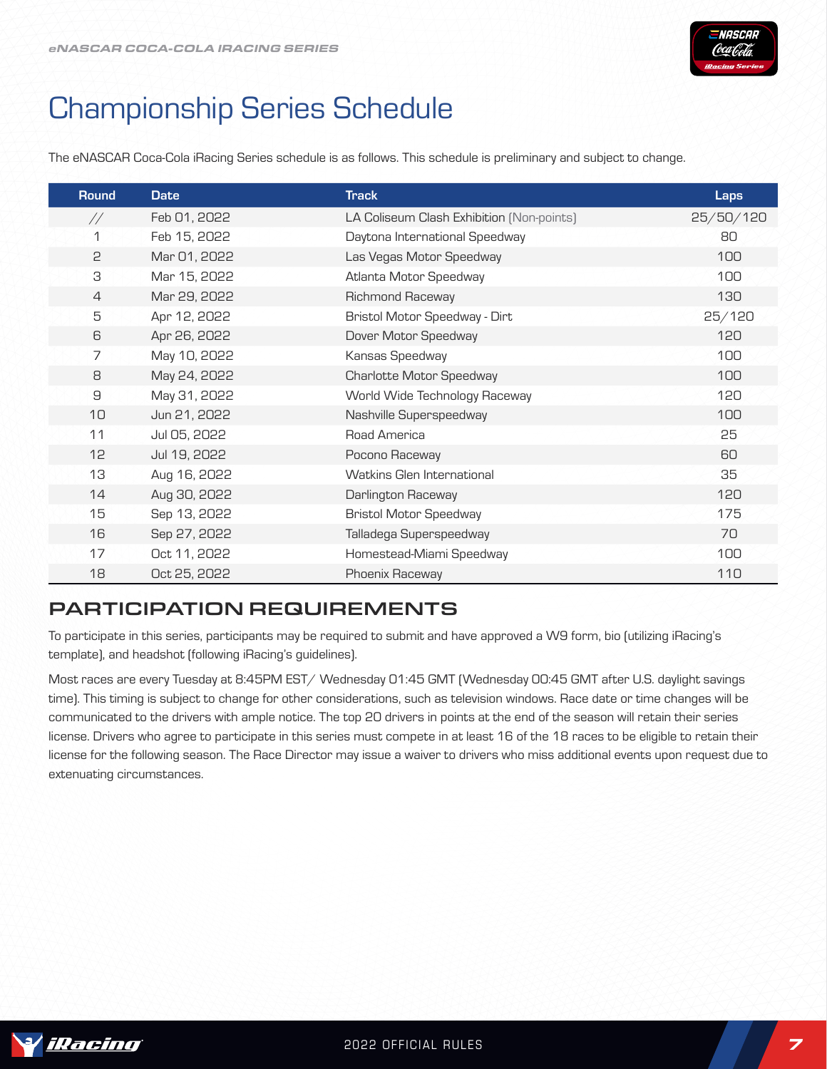# Championship Series Schedule

The eNASCAR Coca-Cola iRacing Series schedule is as follows. This schedule is preliminary and subject to change.

| Round | Date | Track | Laps |
|---|---|---|---|
| // | Feb 01, 2022 | LA Coliseum Clash Exhibition (Non-points) | 25/50/120 |
| 1 | Feb 15, 2022 | Daytona International Speedway | 80 |
| 2 | Mar 01, 2022 | Las Vegas Motor Speedway | 100 |
| 3 | Mar 15, 2022 | Atlanta Motor Speedway | 100 |
| 4 | Mar 29, 2022 | Richmond Raceway | 130 |
| 5 | Apr 12, 2022 | Bristol Motor Speedway - Dirt | 25/120 |
| 6 | Apr 26, 2022 | Dover Motor Speedway | 120 |
| 7 | May 10, 2022 | Kansas Speedway | 100 |
| 8 | May 24, 2022 | Charlotte Motor Speedway | 100 |
| 9 | May 31, 2022 | World Wide Technology Raceway | 120 |
| 10 | Jun 21, 2022 | Nashville Superspeedway | 100 |
| 11 | Jul 05, 2022 | Road America | 25 |
| 12 | Jul 19, 2022 | Pocono Raceway | 60 |
| 13 | Aug 16, 2022 | Watkins Glen International | 35 |
| 14 | Aug 30, 2022 | Darlington Raceway | 120 |
| 15 | Sep 13, 2022 | Bristol Motor Speedway | 175 |
| 16 | Sep 27, 2022 | Talladega Superspeedway | 70 |
| 17 | Oct 11, 2022 | Homestead-Miami Speedway | 100 |
| 18 | Oct 25, 2022 | Phoenix Raceway | 110 |

## PARTICIPATION REQUIREMENTS

To participate in this series, participants may be required to submit and have approved a W9 form, bio (utilizing iRacing's template), and headshot (following iRacing's guidelines).

Most races are every Tuesday at 8:45PM EST/ Wednesday 01:45 GMT (Wednesday 00:45 GMT after U.S. daylight savings time). This timing is subject to change for other considerations, such as television windows. Race date or time changes will be communicated to the drivers with ample notice. The top 20 drivers in points at the end of the season will retain their series license. Drivers who agree to participate in this series must compete in at least 16 of the 18 races to be eligible to retain their license for the following season. The Race Director may issue a waiver to drivers who miss additional events upon request due to extenuating circumstances.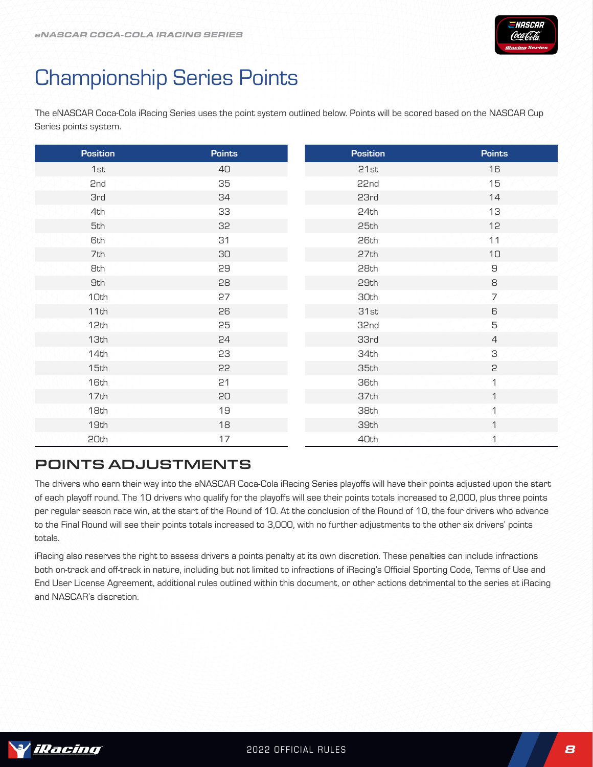# Championship Series Points

The eNASCAR Coca-Cola iRacing Series uses the point system outlined below. Points will be scored based on the NASCAR Cup Series points system.

| Position | Points | Position | Points |
|---|---|---|---|
| 1st | 40 | 21st | 16 |
| 2nd | 35 | 22nd | 15 |
| 3rd | 34 | 23rd | 14 |
| 4th | 33 | 24th | 13 |
| 5th | 32 | 25th | 12 |
| 6th | 31 | 26th | 11 |
| 7th | 30 | 27th | 10 |
| 8th | 29 | 28th | 9 |
| 9th | 28 | 29th | 8 |
| 10th | 27 | 30th | 7 |
| 11th | 26 | 31st | 6 |
| 12th | 25 | 32nd | 5 |
| 13th | 24 | 33rd | 4 |
| 14th | 23 | 34th | 3 |
| 15th | 22 | 35th | 2 |
| 16th | 21 | 36th | 1 |
| 17th | 20 | 37th | 1 |
| 18th | 19 | 38th | 1 |
| 19th | 18 | 39th | 1 |
| 20th | 17 | 40th | 1 |

## POINTS ADJUSTMENTS

The drivers who earn their way into the eNASCAR Coca-Cola iRacing Series playoffs will have their points adjusted upon the start of each playoff round. The 10 drivers who qualify for the playoffs will see their points totals increased to 2,000, plus three points per regular season race win, at the start of the Round of 10. At the conclusion of the Round of 10, the four drivers who advance to the Final Round will see their points totals increased to 3,000, with no further adjustments to the other six drivers' points totals.

iRacing also reserves the right to assess drivers a points penalty at its own discretion. These penalties can include infractions both on-track and off-track in nature, including but not limited to infractions of iRacing's Official Sporting Code, Terms of Use and End User License Agreement, additional rules outlined within this document, or other actions detrimental to the series at iRacing and NASCAR's discretion.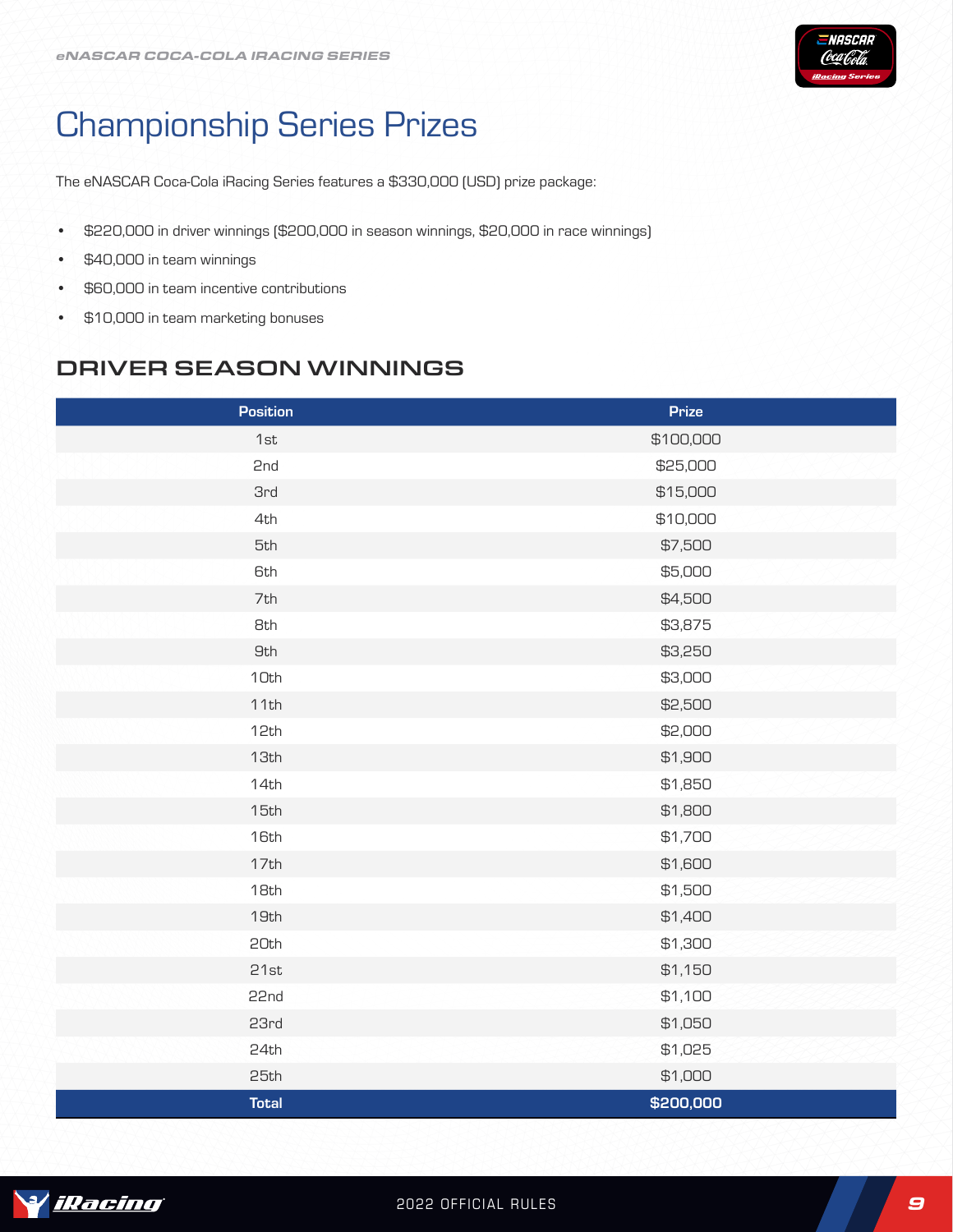# Championship Series Prizes

The eNASCAR Coca-Cola iRacing Series features a $330,000 (USD) prize package:

- $220,000 in driver winnings ($200,000 in season winnings, $20,000 in race winnings)
- $40,000 in team winnings
- $60,000 in team incentive contributions
- $10,000 in team marketing bonuses

## DRIVER SEASON WINNINGS

| Position | Prize |
|---|---|
| 1st | $100,000 |
| 2nd | $25,000 |
| 3rd | $15,000 |
| 4th | $10,000 |
| 5th | $7,500 |
| 6th | $5,000 |
| 7th | $4,500 |
| 8th | $3,875 |
| 9th | $3,250 |
| 10th | $3,000 |
| 11th | $2,500 |
| 12th | $2,000 |
| 13th | $1,900 |
| 14th | $1,850 |
| 15th | $1,800 |
| 16th | $1,700 |
| 17th | $1,600 |
| 18th | $1,500 |
| 19th | $1,400 |
| 20th | $1,300 |
| 21st | $1,150 |
| 22nd | $1,100 |
| 23rd | $1,050 |
| 24th | $1,025 |
| 25th | $1,000 |
| **Total** | **$200,000** |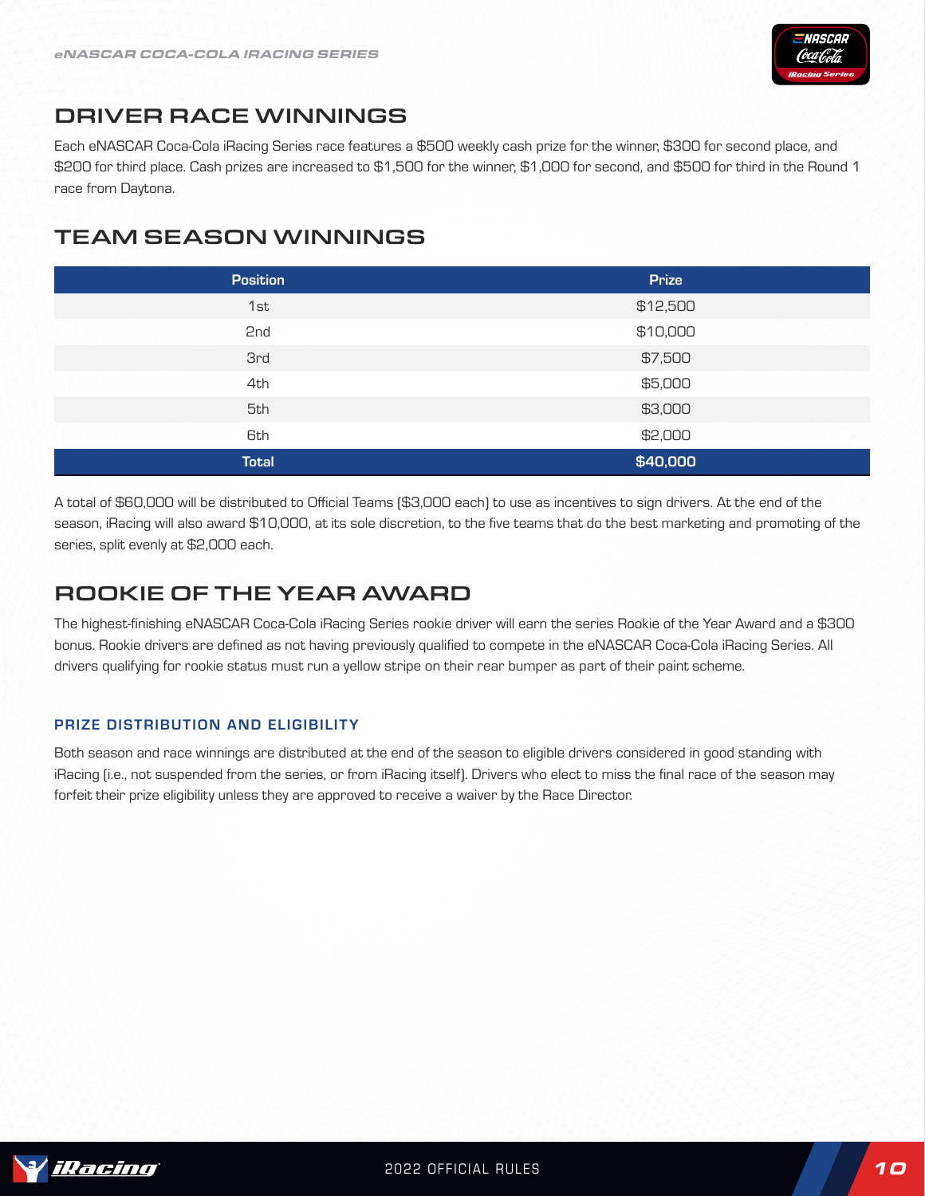## DRIVER RACE WINNINGS

Each eNASCAR Coca-Cola iRacing Series race features a $500 weekly cash prize for the winner, $300 for second place, and $200 for third place. Cash prizes are increased to $1,500 for the winner, $1,000 for second, and $500 for third in the Round 1 race from Daytona.

## TEAM SEASON WINNINGS

| Position | Prize |
|---|---|
| 1st | $12,500 |
| 2nd | $10,000 |
| 3rd | $7,500 |
| 4th | $5,000 |
| 5th | $3,000 |
| 6th | $2,000 |
| **Total** | **$40,000** |

A total of $60,000 will be distributed to Official Teams ($3,000 each) to use as incentives to sign drivers. At the end of the season, iRacing will also award $10,000, at its sole discretion, to the five teams that do the best marketing and promoting of the series, split evenly at $2,000 each.

## ROOKIE OF THE YEAR AWARD

The highest-finishing eNASCAR Coca-Cola iRacing Series rookie driver will earn the series Rookie of the Year Award and a $300 bonus. Rookie drivers are defined as not having previously qualified to compete in the eNASCAR Coca-Cola iRacing Series. All drivers qualifying for rookie status must run a yellow stripe on their rear bumper as part of their paint scheme.

### PRIZE DISTRIBUTION AND ELIGIBILITY

Both season and race winnings are distributed at the end of the season to eligible drivers considered in good standing with iRacing (i.e., not suspended from the series, or from iRacing itself). Drivers who elect to miss the final race of the season may forfeit their prize eligibility unless they are approved to receive a waiver by the Race Director.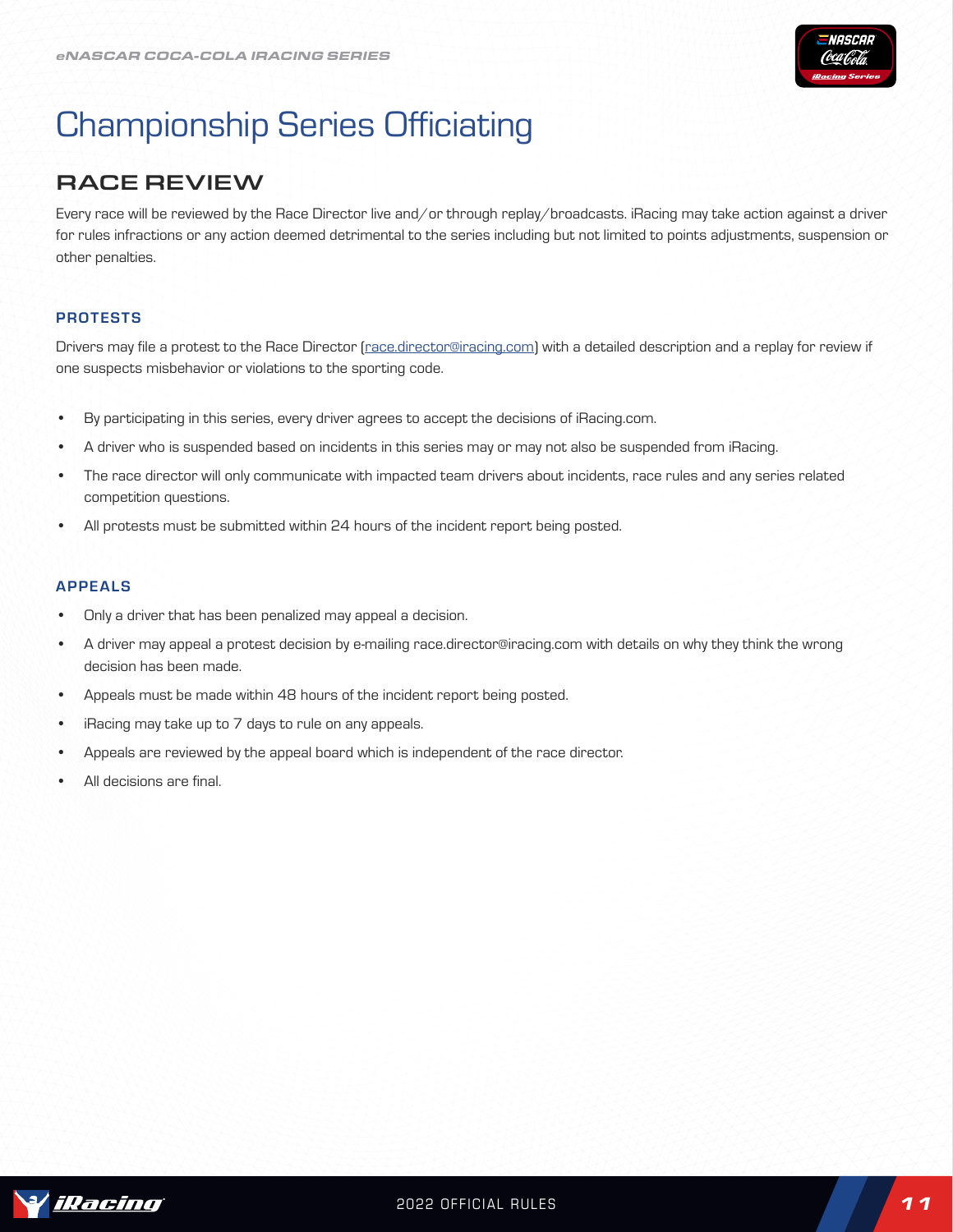# Championship Series Officiating

## RACE REVIEW

Every race will be reviewed by the Race Director live and/or through replay/broadcasts. iRacing may take action against a driver for rules infractions or any action deemed detrimental to the series including but not limited to points adjustments, suspension or other penalties.

### PROTESTS

Drivers may file a protest to the Race Director (race.director@iracing.com) with a detailed description and a replay for review if one suspects misbehavior or violations to the sporting code.

- By participating in this series, every driver agrees to accept the decisions of iRacing.com.
- A driver who is suspended based on incidents in this series may or may not also be suspended from iRacing.
- The race director will only communicate with impacted team drivers about incidents, race rules and any series related competition questions.
- All protests must be submitted within 24 hours of the incident report being posted.

### APPEALS

- Only a driver that has been penalized may appeal a decision.
- A driver may appeal a protest decision by e-mailing race.director@iracing.com with details on why they think the wrong decision has been made.
- Appeals must be made within 48 hours of the incident report being posted.
- iRacing may take up to 7 days to rule on any appeals.
- Appeals are reviewed by the appeal board which is independent of the race director.
- All decisions are final.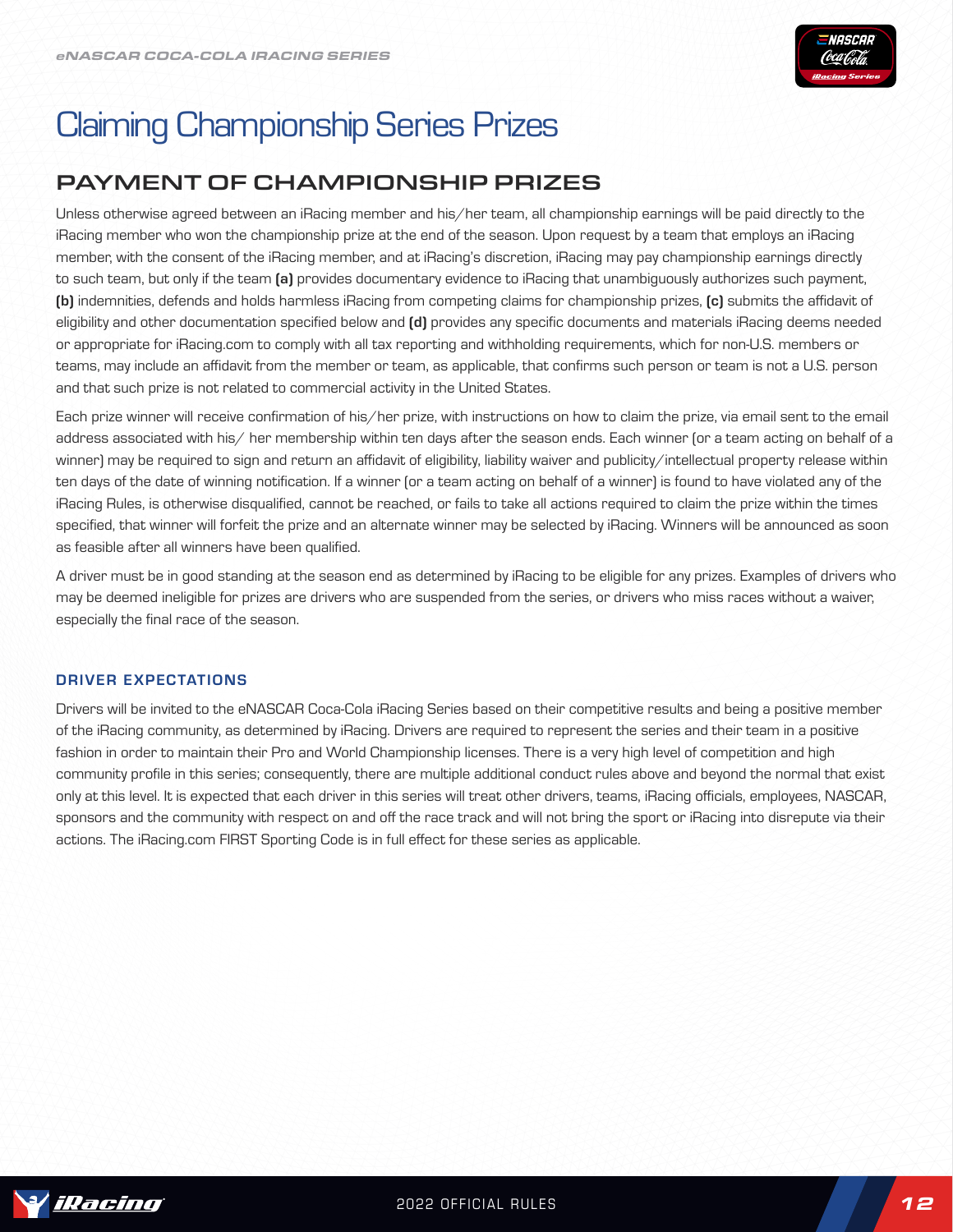// Claiming Championship Series Prizes

## PAYMENT OF CHAMPIONSHIP PRIZES

Unless otherwise agreed between an iRacing member and his/her team, all championship earnings will be paid directly to the iRacing member who won the championship prize at the end of the season. Upon request by a team that employs an iRacing member, with the consent of the iRacing member, and at iRacing's discretion, iRacing may pay championship earnings directly to such team, but only if the team **(a)** provides documentary evidence to iRacing that unambiguously authorizes such payment, **(b)** indemnities, defends and holds harmless iRacing from competing claims for championship prizes, **(c)** submits the affidavit of eligibility and other documentation specified below and **(d)** provides any specific documents and materials iRacing deems needed or appropriate for iRacing.com to comply with all tax reporting and withholding requirements, which for non-U.S. members or teams, may include an affidavit from the member or team, as applicable, that confirms such person or team is not a U.S. person and that such prize is not related to commercial activity in the United States.

Each prize winner will receive confirmation of his/her prize, with instructions on how to claim the prize, via email sent to the email address associated with his/ her membership within ten days after the season ends. Each winner (or a team acting on behalf of a winner) may be required to sign and return an affidavit of eligibility, liability waiver and publicity/intellectual property release within ten days of the date of winning notification. If a winner (or a team acting on behalf of a winner) is found to have violated any of the iRacing Rules, is otherwise disqualified, cannot be reached, or fails to take all actions required to claim the prize within the times specified, that winner will forfeit the prize and an alternate winner may be selected by iRacing. Winners will be announced as soon as feasible after all winners have been qualified.

A driver must be in good standing at the season end as determined by iRacing to be eligible for any prizes. Examples of drivers who may be deemed ineligible for prizes are drivers who are suspended from the series, or drivers who miss races without a waiver, especially the final race of the season.

### DRIVER EXPECTATIONS

Drivers will be invited to the eNASCAR Coca-Cola iRacing Series based on their competitive results and being a positive member of the iRacing community, as determined by iRacing. Drivers are required to represent the series and their team in a positive fashion in order to maintain their Pro and World Championship licenses. There is a very high level of competition and high community profile in this series; consequently, there are multiple additional conduct rules above and beyond the normal that exist only at this level. It is expected that each driver in this series will treat other drivers, teams, iRacing officials, employees, NASCAR, sponsors and the community with respect on and off the race track and will not bring the sport or iRacing into disrepute via their actions. The iRacing.com FIRST Sporting Code is in full effect for these series as applicable.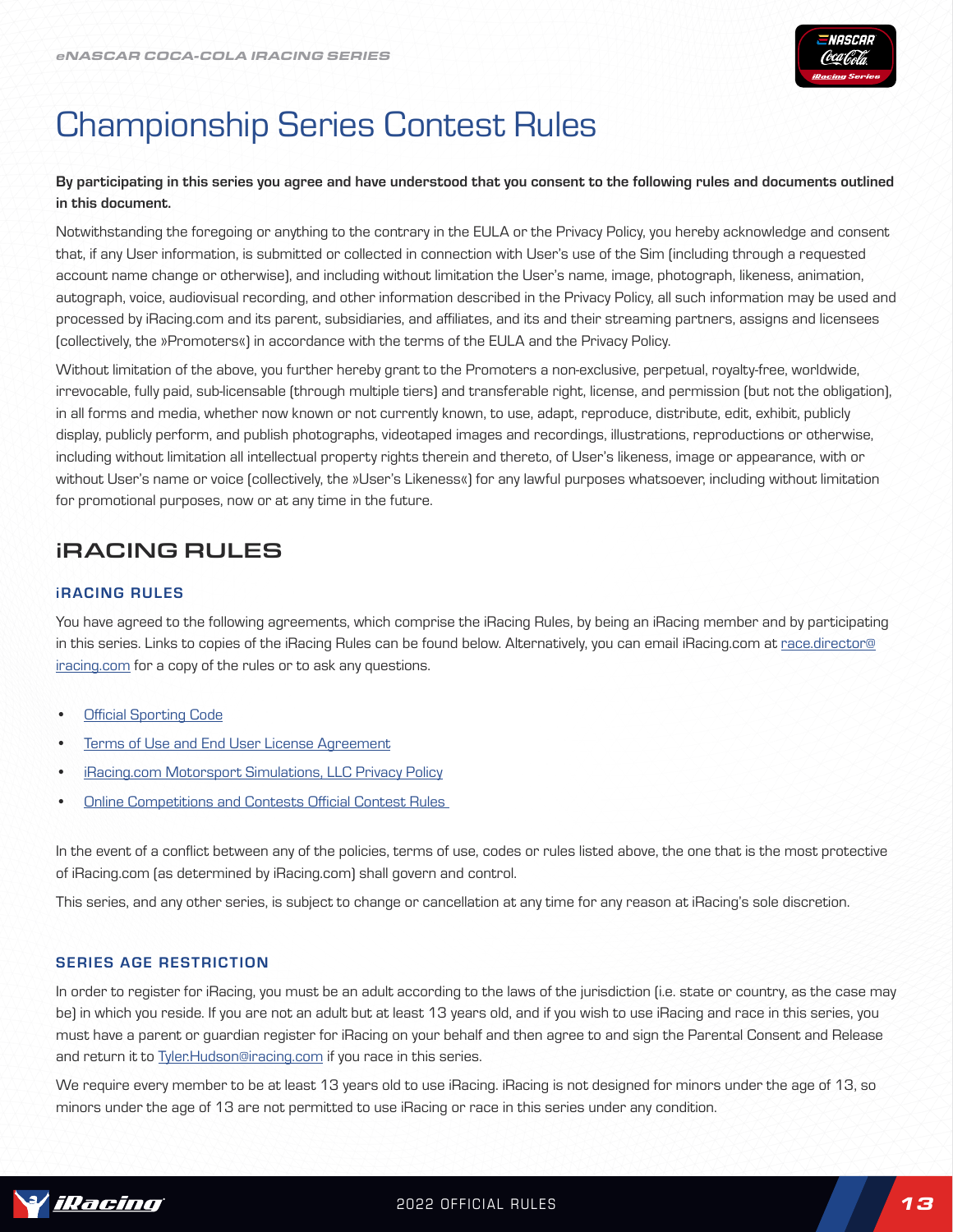# Championship Series Contest Rules

**By participating in this series you agree and have understood that you consent to the following rules and documents outlined in this document.**

Notwithstanding the foregoing or anything to the contrary in the EULA or the Privacy Policy, you hereby acknowledge and consent that, if any User information, is submitted or collected in connection with User's use of the Sim (including through a requested account name change or otherwise), and including without limitation the User's name, image, photograph, likeness, animation, autograph, voice, audiovisual recording, and other information described in the Privacy Policy, all such information may be used and processed by iRacing.com and its parent, subsidiaries, and affiliates, and its and their streaming partners, assigns and licensees (collectively, the »Promoters«) in accordance with the terms of the EULA and the Privacy Policy.

Without limitation of the above, you further hereby grant to the Promoters a non-exclusive, perpetual, royalty-free, worldwide, irrevocable, fully paid, sub-licensable (through multiple tiers) and transferable right, license, and permission (but not the obligation), in all forms and media, whether now known or not currently known, to use, adapt, reproduce, distribute, edit, exhibit, publicly display, publicly perform, and publish photographs, videotaped images and recordings, illustrations, reproductions or otherwise, including without limitation all intellectual property rights therein and thereto, of User's likeness, image or appearance, with or without User's name or voice (collectively, the »User's Likeness«) for any lawful purposes whatsoever, including without limitation for promotional purposes, now or at any time in the future.

## iRACING RULES

### iRACING RULES

You have agreed to the following agreements, which comprise the iRacing Rules, by being an iRacing member and by participating in this series. Links to copies of the iRacing Rules can be found below. Alternatively, you can email iRacing.com at race.director@iracing.com for a copy of the rules or to ask any questions.

- Official Sporting Code
- Terms of Use and End User License Agreement
- iRacing.com Motorsport Simulations, LLC Privacy Policy
- Online Competitions and Contests Official Contest Rules

In the event of a conflict between any of the policies, terms of use, codes or rules listed above, the one that is the most protective of iRacing.com (as determined by iRacing.com) shall govern and control.

This series, and any other series, is subject to change or cancellation at any time for any reason at iRacing's sole discretion.

### SERIES AGE RESTRICTION

In order to register for iRacing, you must be an adult according to the laws of the jurisdiction (i.e. state or country, as the case may be) in which you reside. If you are not an adult but at least 13 years old, and if you wish to use iRacing and race in this series, you must have a parent or guardian register for iRacing on your behalf and then agree to and sign the Parental Consent and Release and return it to Tyler.Hudson@iracing.com if you race in this series.

We require every member to be at least 13 years old to use iRacing. iRacing is not designed for minors under the age of 13, so minors under the age of 13 are not permitted to use iRacing or race in this series under any condition.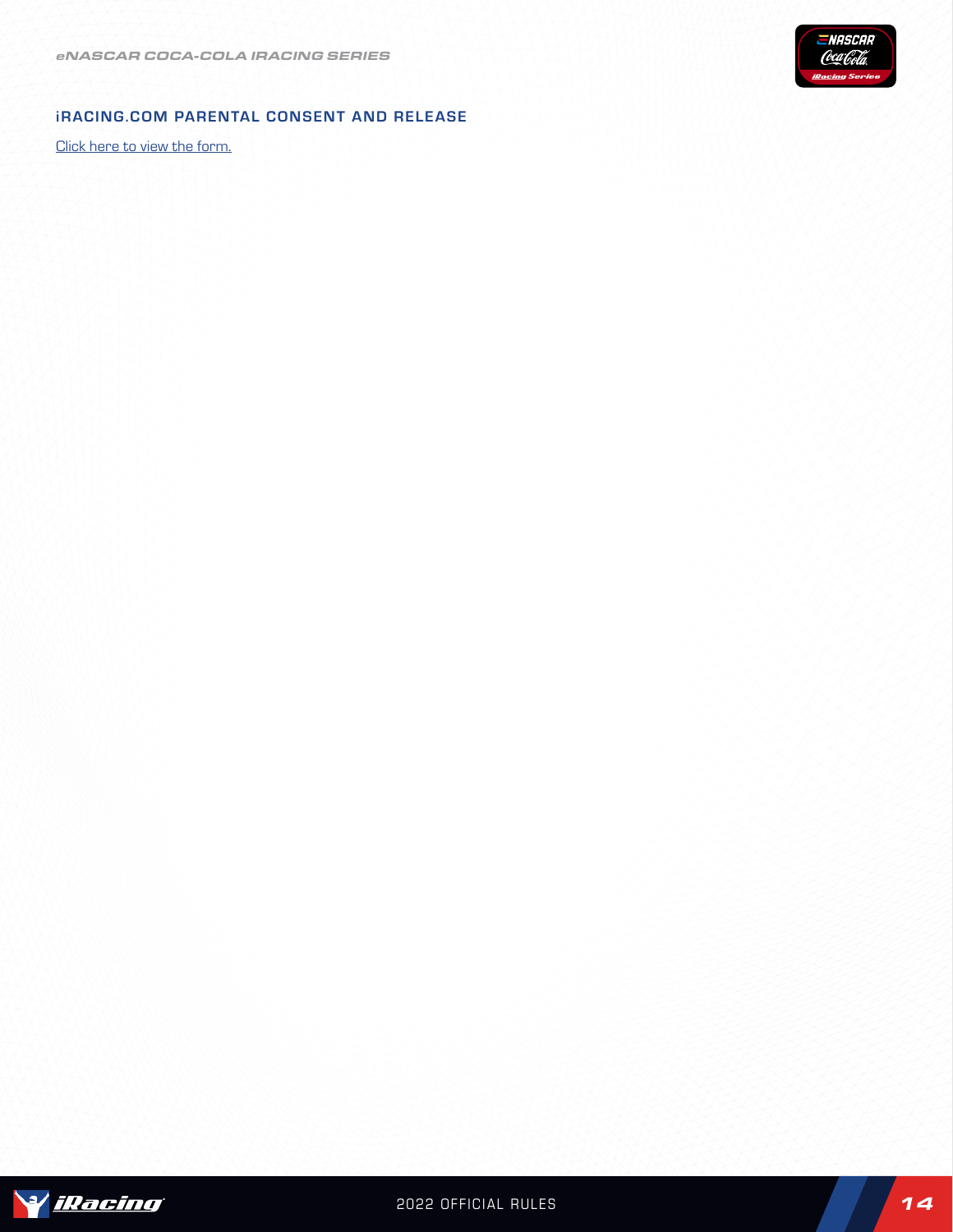## iRACING.COM PARENTAL CONSENT AND RELEASE

Click here to view the form.